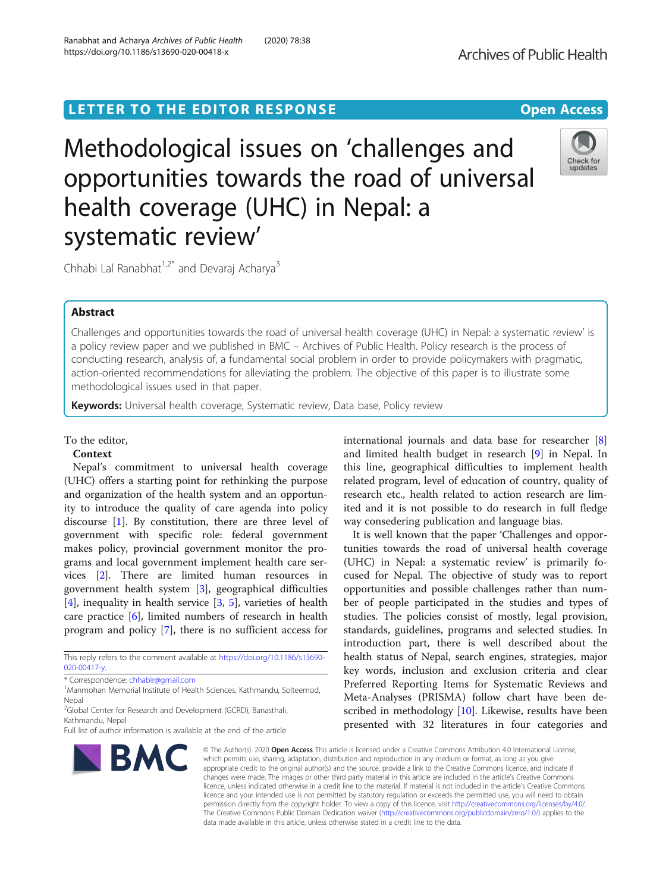LETTER TO THE EDITOR RESPONSE

Open Access

# Methodological issues on 'challenges and opportunities towards the road of universal health coverage (UHC) in Nepal: a systematic review'

Chhabi Lal Ranabhat[1,2*] and Devaraj Acharya[3]

## Abstract

Challenges and opportunities towards the road of universal health coverage (UHC) in Nepal: a systematic review' is a policy review paper and we published in BMC – Archives of Public Health. Policy research is the process of conducting research, analysis of, a fundamental social problem in order to provide policymakers with pragmatic, action-oriented recommendations for alleviating the problem. The objective of this paper is to illustrate some methodological issues used in that paper.

**Keywords:** Universal health coverage, Systematic review, Data base, Policy review

To the editor,

**Context**

Nepal's commitment to universal health coverage (UHC) offers a starting point for rethinking the purpose and organization of the health system and an opportunity to introduce the quality of care agenda into policy discourse [1]. By constitution, there are three level of government with specific role: federal government makes policy, provincial government monitor the programs and local government implement health care services [2]. There are limited human resources in government health system [3], geographical difficulties [4], inequality in health service [3, 5], varieties of health care practice [6], limited numbers of research in health program and policy [7], there is no sufficient access for international journals and data base for researcher [8] and limited health budget in research [9] in Nepal. In this line, geographical difficulties to implement health related program, level of education of country, quality of research etc., health related to action research are limited and it is not possible to do research in full fledge way consedering publication and language bias.

It is well known that the paper 'Challenges and opportunities towards the road of universal health coverage (UHC) in Nepal: a systematic review' is primarily focused for Nepal. The objective of study was to report opportunities and possible challenges rather than number of people participated in the studies and types of studies. The policies consist of mostly, legal provision, standards, guidelines, programs and selected studies. In introduction part, there is well described about the health status of Nepal, search engines, strategies, major key words, inclusion and exclusion criteria and clear Preferred Reporting Items for Systematic Reviews and Meta-Analyses (PRISMA) follow chart have been described in methodology [10]. Likewise, results have been presented with 32 literatures in four categories and

This reply refers to the comment available at https://doi.org/10.1186/s13690-020-00417-y.

* Correspondence: chhabir@gmail.com
[1]Manmohan Memorial Institute of Health Sciences, Kathmandu, Solteemod, Nepal
[2]Global Center for Research and Development (GCRD), Banasthali, Kathmandu, Nepal
Full list of author information is available at the end of the article

© The Author(s). 2020 **Open Access** This article is licensed under a Creative Commons Attribution 4.0 International License, which permits use, sharing, adaptation, distribution and reproduction in any medium or format, as long as you give appropriate credit to the original author(s) and the source, provide a link to the Creative Commons licence, and indicate if changes were made. The images or other third party material in this article are included in the article's Creative Commons licence, unless indicated otherwise in a credit line to the material. If material is not included in the article's Creative Commons licence and your intended use is not permitted by statutory regulation or exceeds the permitted use, you will need to obtain permission directly from the copyright holder. To view a copy of this licence, visit http://creativecommons.org/licenses/by/4.0/. The Creative Commons Public Domain Dedication waiver (http://creativecommons.org/publicdomain/zero/1.0/) applies to the data made available in this article, unless otherwise stated in a credit line to the data.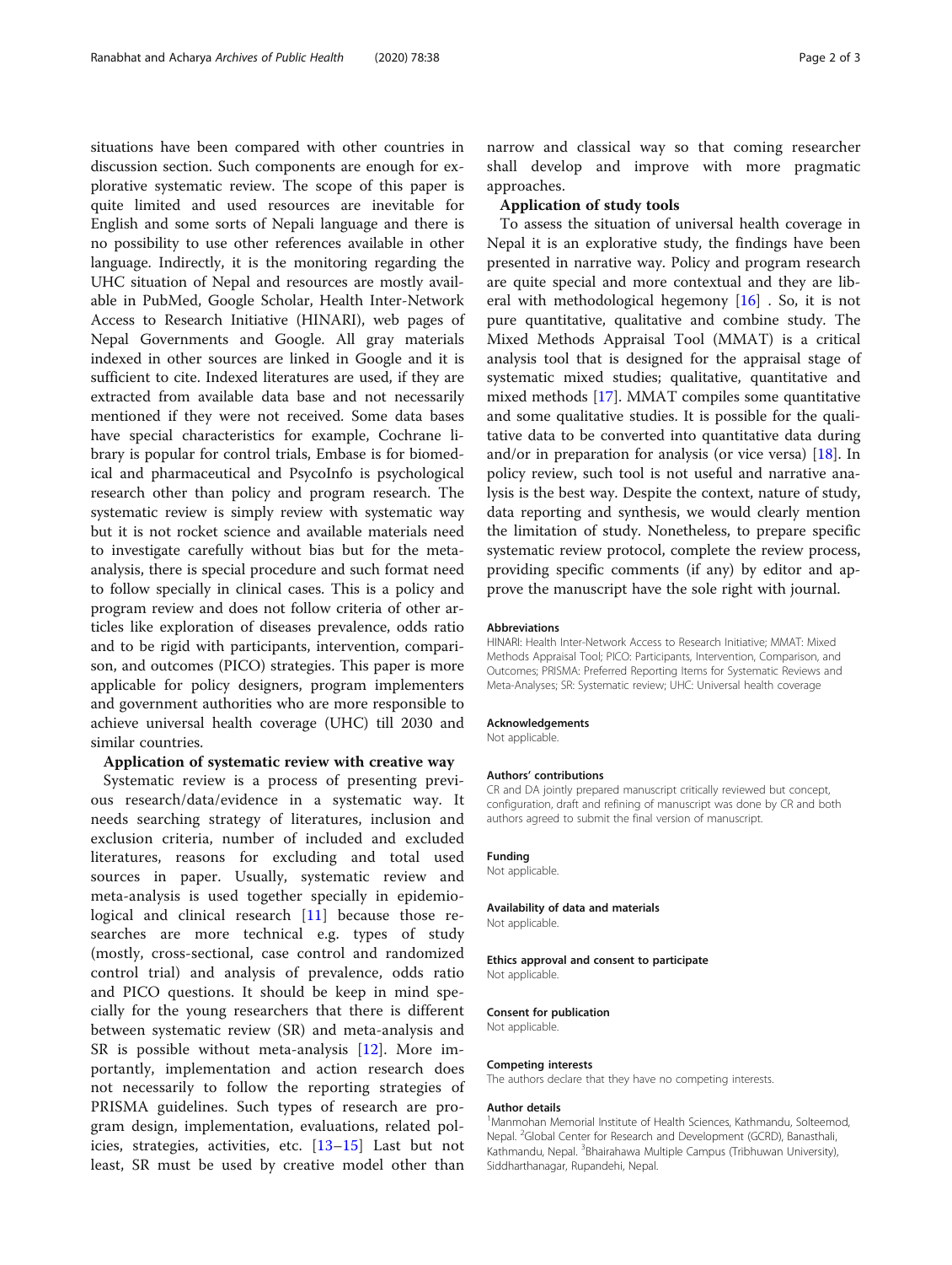situations have been compared with other countries in discussion section. Such components are enough for explorative systematic review. The scope of this paper is quite limited and used resources are inevitable for English and some sorts of Nepali language and there is no possibility to use other references available in other language. Indirectly, it is the monitoring regarding the UHC situation of Nepal and resources are mostly available in PubMed, Google Scholar, Health Inter-Network Access to Research Initiative (HINARI), web pages of Nepal Governments and Google. All gray materials indexed in other sources are linked in Google and it is sufficient to cite. Indexed literatures are used, if they are extracted from available data base and not necessarily mentioned if they were not received. Some data bases have special characteristics for example, Cochrane library is popular for control trials, Embase is for biomedical and pharmaceutical and PsycoInfo is psychological research other than policy and program research. The systematic review is simply review with systematic way but it is not rocket science and available materials need to investigate carefully without bias but for the meta-analysis, there is special procedure and such format need to follow specially in clinical cases. This is a policy and program review and does not follow criteria of other articles like exploration of diseases prevalence, odds ratio and to be rigid with participants, intervention, comparison, and outcomes (PICO) strategies. This paper is more applicable for policy designers, program implementers and government authorities who are more responsible to achieve universal health coverage (UHC) till 2030 and similar countries.

### Application of systematic review with creative way

Systematic review is a process of presenting previous research/data/evidence in a systematic way. It needs searching strategy of literatures, inclusion and exclusion criteria, number of included and excluded literatures, reasons for excluding and total used sources in paper. Usually, systematic review and meta-analysis is used together specially in epidemiological and clinical research [11] because those researches are more technical e.g. types of study (mostly, cross-sectional, case control and randomized control trial) and analysis of prevalence, odds ratio and PICO questions. It should be keep in mind specially for the young researchers that there is different between systematic review (SR) and meta-analysis and SR is possible without meta-analysis [12]. More importantly, implementation and action research does not necessarily to follow the reporting strategies of PRISMA guidelines. Such types of research are program design, implementation, evaluations, related policies, strategies, activities, etc. [13–15] Last but not least, SR must be used by creative model other than narrow and classical way so that coming researcher shall develop and improve with more pragmatic approaches.

### Application of study tools

To assess the situation of universal health coverage in Nepal it is an explorative study, the findings have been presented in narrative way. Policy and program research are quite special and more contextual and they are liberal with methodological hegemony [16] . So, it is not pure quantitative, qualitative and combine study. The Mixed Methods Appraisal Tool (MMAT) is a critical analysis tool that is designed for the appraisal stage of systematic mixed studies; qualitative, quantitative and mixed methods [17]. MMAT compiles some quantitative and some qualitative studies. It is possible for the qualitative data to be converted into quantitative data during and/or in preparation for analysis (or vice versa) [18]. In policy review, such tool is not useful and narrative analysis is the best way. Despite the context, nature of study, data reporting and synthesis, we would clearly mention the limitation of study. Nonetheless, to prepare specific systematic review protocol, complete the review process, providing specific comments (if any) by editor and approve the manuscript have the sole right with journal.

#### Abbreviations

HINARI: Health Inter-Network Access to Research Initiative; MMAT: Mixed Methods Appraisal Tool; PICO: Participants, Intervention, Comparison, and Outcomes; PRISMA: Preferred Reporting Items for Systematic Reviews and Meta-Analyses; SR: Systematic review; UHC: Universal health coverage

#### Acknowledgements

Not applicable.

#### Authors' contributions

CR and DA jointly prepared manuscript critically reviewed but concept, configuration, draft and refining of manuscript was done by CR and both authors agreed to submit the final version of manuscript.

#### Funding

Not applicable.

#### Availability of data and materials

Not applicable.

#### Ethics approval and consent to participate

Not applicable.

#### Consent for publication

Not applicable.

#### Competing interests

The authors declare that they have no competing interests.

#### Author details

[1]Manmohan Memorial Institute of Health Sciences, Kathmandu, Solteemod, Nepal. [2]Global Center for Research and Development (GCRD), Banasthali, Kathmandu, Nepal. [3]Bhairahawa Multiple Campus (Tribhuwan University), Siddharthanagar, Rupandehi, Nepal.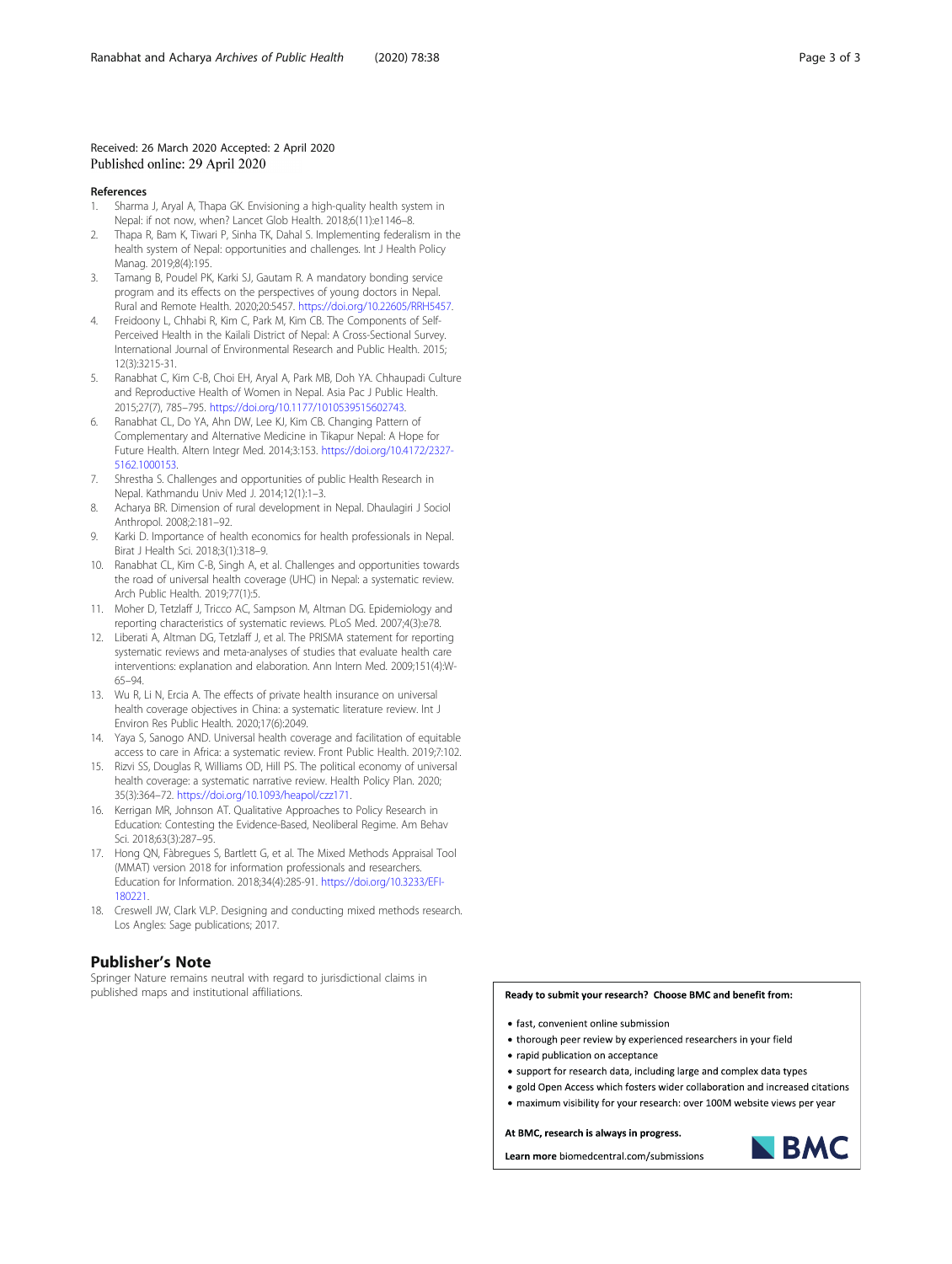Received: 26 March 2020 Accepted: 2 April 2020
Published online: 29 April 2020

## References

1. Sharma J, Aryal A, Thapa GK. Envisioning a high-quality health system in Nepal: if not now, when? Lancet Glob Health. 2018;6(11):e1146–8.
2. Thapa R, Bam K, Tiwari P, Sinha TK, Dahal S. Implementing federalism in the health system of Nepal: opportunities and challenges. Int J Health Policy Manag. 2019;8(4):195.
3. Tamang B, Poudel PK, Karki SJ, Gautam R. A mandatory bonding service program and its effects on the perspectives of young doctors in Nepal. Rural and Remote Health. 2020;20:5457. https://doi.org/10.22605/RRH5457.
4. Freidoony L, Chhabi R, Kim C, Park M, Kim CB. The Components of Self-Perceived Health in the Kailali District of Nepal: A Cross-Sectional Survey. International Journal of Environmental Research and Public Health. 2015; 12(3):3215-31.
5. Ranabhat C, Kim C-B, Choi EH, Aryal A, Park MB, Doh YA. Chhaupadi Culture and Reproductive Health of Women in Nepal. Asia Pac J Public Health. 2015;27(7), 785–795. https://doi.org/10.1177/1010539515602743.
6. Ranabhat CL, Do YA, Ahn DW, Lee KJ, Kim CB. Changing Pattern of Complementary and Alternative Medicine in Tikapur Nepal: A Hope for Future Health. Altern Integr Med. 2014;3:153. https://doi.org/10.4172/2327-5162.1000153.
7. Shrestha S. Challenges and opportunities of public Health Research in Nepal. Kathmandu Univ Med J. 2014;12(1):1–3.
8. Acharya BR. Dimension of rural development in Nepal. Dhaulagiri J Sociol Anthropol. 2008;2:181–92.
9. Karki D. Importance of health economics for health professionals in Nepal. Birat J Health Sci. 2018;3(1):318–9.
10. Ranabhat CL, Kim C-B, Singh A, et al. Challenges and opportunities towards the road of universal health coverage (UHC) in Nepal: a systematic review. Arch Public Health. 2019;77(1):5.
11. Moher D, Tetzlaff J, Tricco AC, Sampson M, Altman DG. Epidemiology and reporting characteristics of systematic reviews. PLoS Med. 2007;4(3):e78.
12. Liberati A, Altman DG, Tetzlaff J, et al. The PRISMA statement for reporting systematic reviews and meta-analyses of studies that evaluate health care interventions: explanation and elaboration. Ann Intern Med. 2009;151(4):W-65–94.
13. Wu R, Li N, Ercia A. The effects of private health insurance on universal health coverage objectives in China: a systematic literature review. Int J Environ Res Public Health. 2020;17(6):2049.
14. Yaya S, Sanogo AND. Universal health coverage and facilitation of equitable access to care in Africa: a systematic review. Front Public Health. 2019;7:102.
15. Rizvi SS, Douglas R, Williams OD, Hill PS. The political economy of universal health coverage: a systematic narrative review. Health Policy Plan. 2020; 35(3):364–72. https://doi.org/10.1093/heapol/czz171.
16. Kerrigan MR, Johnson AT. Qualitative Approaches to Policy Research in Education: Contesting the Evidence-Based, Neoliberal Regime. Am Behav Sci. 2018;63(3):287–95.
17. Hong QN, Fàbregues S, Bartlett G, et al. The Mixed Methods Appraisal Tool (MMAT) version 2018 for information professionals and researchers. Education for Information. 2018;34(4):285-91. https://doi.org/10.3233/EFI-180221.
18. Creswell JW, Clark VLP. Designing and conducting mixed methods research. Los Angles: Sage publications; 2017.

## Publisher's Note

Springer Nature remains neutral with regard to jurisdictional claims in published maps and institutional affiliations.

**Ready to submit your research? Choose BMC and benefit from:**

- fast, convenient online submission
- thorough peer review by experienced researchers in your field
- rapid publication on acceptance
- support for research data, including large and complex data types
- gold Open Access which fosters wider collaboration and increased citations
- maximum visibility for your research: over 100M website views per year

**At BMC, research is always in progress.**

**Learn more** biomedcentral.com/submissions

BMC